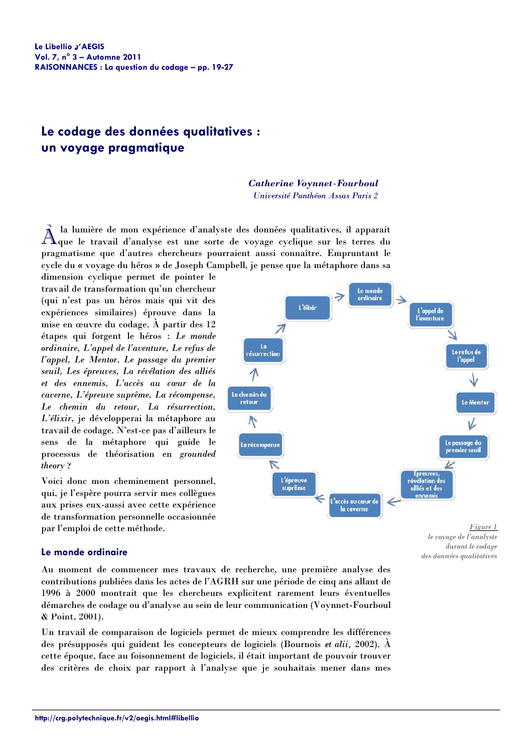# Le codage des données qualitatives : un voyage pragmatique

*Catherine Voynnet-Fourboul*
*Université Panthéon Assas Paris 2*

À la lumière de mon expérience d'analyste des données qualitatives, il apparait que le travail d'analyse est une sorte de voyage cyclique sur les terres du pragmatisme que d'autres chercheurs pourraient aussi connaître. Empruntant le cycle du « voyage du héros » de Joseph Campbell, je pense que la métaphore dans sa dimension cyclique permet de pointer le travail de transformation qu'un chercheur (qui n'est pas un héros mais qui vit des expériences similaires) éprouve dans la mise en œuvre du codage. À partir des 12 étapes qui forgent le héros : *Le monde ordinaire, L'appel de l'aventure, Le refus de l'appel, Le Mentor, Le passage du premier seuil, Les épreuves, La révélation des alliés et des ennemis, L'accès au cœur de la caverne, L'épreuve suprême, La récompense, Le chemin du retour, La résurrection, L'élixir*, je développerai la métaphore au travail de codage. N'est-ce pas d'ailleurs le sens de la métaphore qui guide le processus de théorisation en *grounded theory* ?

Voici donc mon cheminement personnel, qui, je l'espère pourra servir mes collègues aux prises eux-aussi avec cette expérience de transformation personnelle occasionnée par l'emploi de cette méthode.

Le monde ordinaire → L'appel de l'aventure → Le refus de l'appel → Le Mentor → Le passage du premier seuil → Épreuves, révélation des alliés et des ennemis → L'accès au cœur de la caverne → L'épreuve suprême → La récompense → Le chemin du retour → La résurrection → L'élixir → Le monde ordinaire

*Figure 1*
*le voyage de l'analyste durant le codage des données qualitatives*

## Le monde ordinaire

Au moment de commencer mes travaux de recherche, une première analyse des contributions publiées dans les actes de l'AGRH sur une période de cinq ans allant de 1996 à 2000 montrait que les chercheurs explicitent rarement leurs éventuelles démarches de codage ou d'analyse au sein de leur communication (Voynnet-Fourboul & Point, 2001).

Un travail de comparaison de logiciels permet de mieux comprendre les différences des présupposés qui guident les concepteurs de logiciels (Bournois *et alii*, 2002). À cette époque, face au foisonnement de logiciels, il était important de pouvoir trouver des critères de choix par rapport à l'analyse que je souhaitais mener dans mes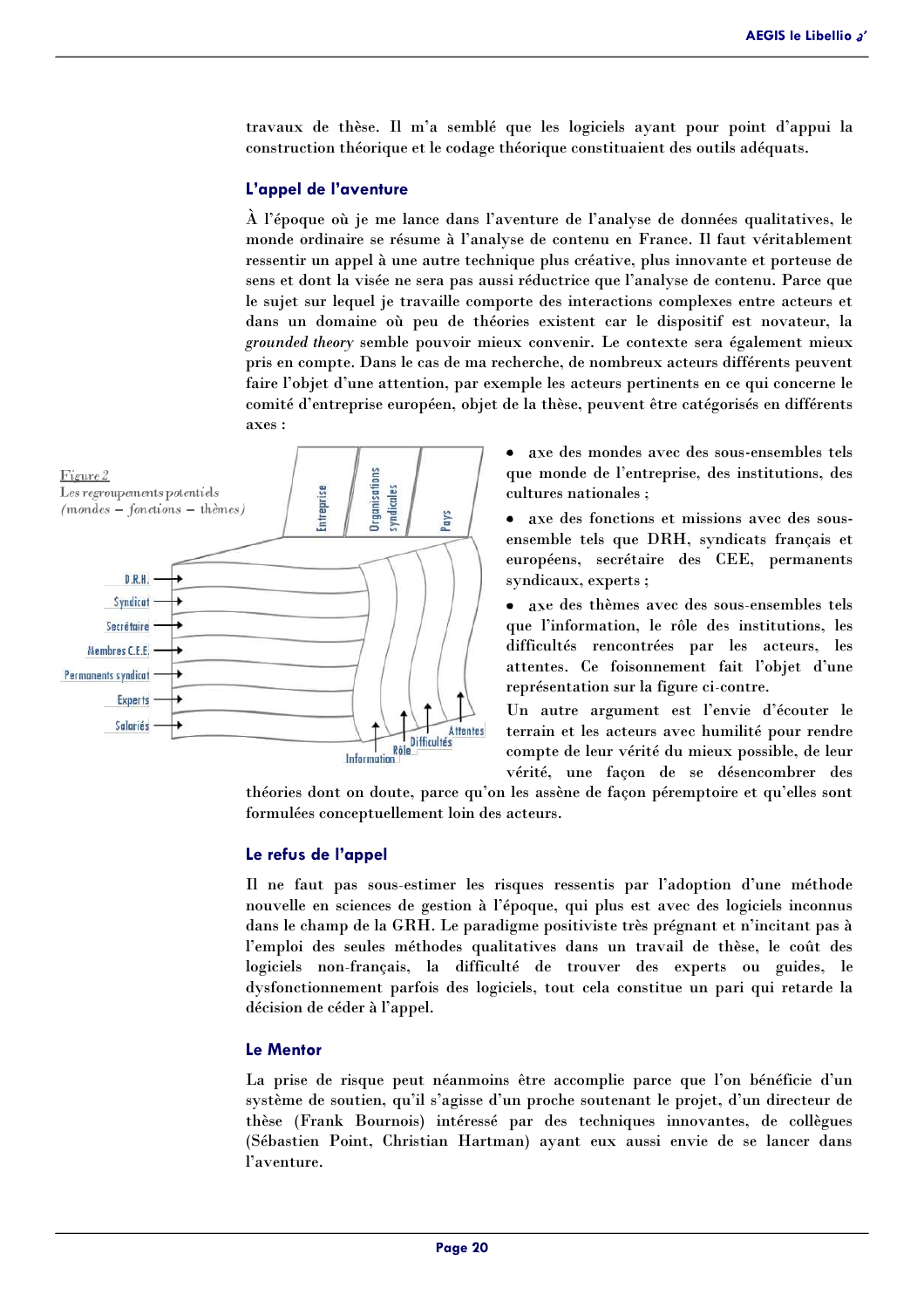travaux de thèse. Il m'a semblé que les logiciels ayant pour point d'appui la construction théorique et le codage théorique constituaient des outils adéquats.

## L'appel de l'aventure

À l'époque où je me lance dans l'aventure de l'analyse de données qualitatives, le monde ordinaire se résume à l'analyse de contenu en France. Il faut véritablement ressentir un appel à une autre technique plus créative, plus innovante et porteuse de sens et dont la visée ne sera pas aussi réductrice que l'analyse de contenu. Parce que le sujet sur lequel je travaille comporte des interactions complexes entre acteurs et dans un domaine où peu de théories existent car le dispositif est novateur, la *grounded theory* semble pouvoir mieux convenir. Le contexte sera également mieux pris en compte. Dans le cas de ma recherche, de nombreux acteurs différents peuvent faire l'objet d'une attention, par exemple les acteurs pertinents en ce qui concerne le comité d'entreprise européen, objet de la thèse, peuvent être catégorisés en différents axes :

Figure 2
*Les regroupements potentiels (mondes – fonctions – thèmes)*

Entreprise | Organisations syndicales | Pays

D.R.H. → | Syndicat → | Secrétaire → | Membres C.E.E. → | Permanents syndicat → | Experts → | Salariés →

Information | Rôle | Difficultés | Attentes

- axe des mondes avec des sous-ensembles tels que monde de l'entreprise, des institutions, des cultures nationales ;
- axe des fonctions et missions avec des sous-ensemble tels que DRH, syndicats français et européens, secrétaire des CEE, permanents syndicaux, experts ;
- axe des thèmes avec des sous-ensembles tels que l'information, le rôle des institutions, les difficultés rencontrées par les acteurs, les attentes. Ce foisonnement fait l'objet d'une représentation sur la figure ci-contre.

Un autre argument est l'envie d'écouter le terrain et les acteurs avec humilité pour rendre compte de leur vérité du mieux possible, de leur vérité, une façon de se désencombrer des théories dont on doute, parce qu'on les assène de façon péremptoire et qu'elles sont formulées conceptuellement loin des acteurs.

## Le refus de l'appel

Il ne faut pas sous-estimer les risques ressentis par l'adoption d'une méthode nouvelle en sciences de gestion à l'époque, qui plus est avec des logiciels inconnus dans le champ de la GRH. Le paradigme positiviste très prégnant et n'incitant pas à l'emploi des seules méthodes qualitatives dans un travail de thèse, le coût des logiciels non-français, la difficulté de trouver des experts ou guides, le dysfonctionnement parfois des logiciels, tout cela constitue un pari qui retarde la décision de céder à l'appel.

## Le Mentor

La prise de risque peut néanmoins être accomplie parce que l'on bénéficie d'un système de soutien, qu'il s'agisse d'un proche soutenant le projet, d'un directeur de thèse (Frank Bournois) intéressé par des techniques innovantes, de collègues (Sébastien Point, Christian Hartman) ayant eux aussi envie de se lancer dans l'aventure.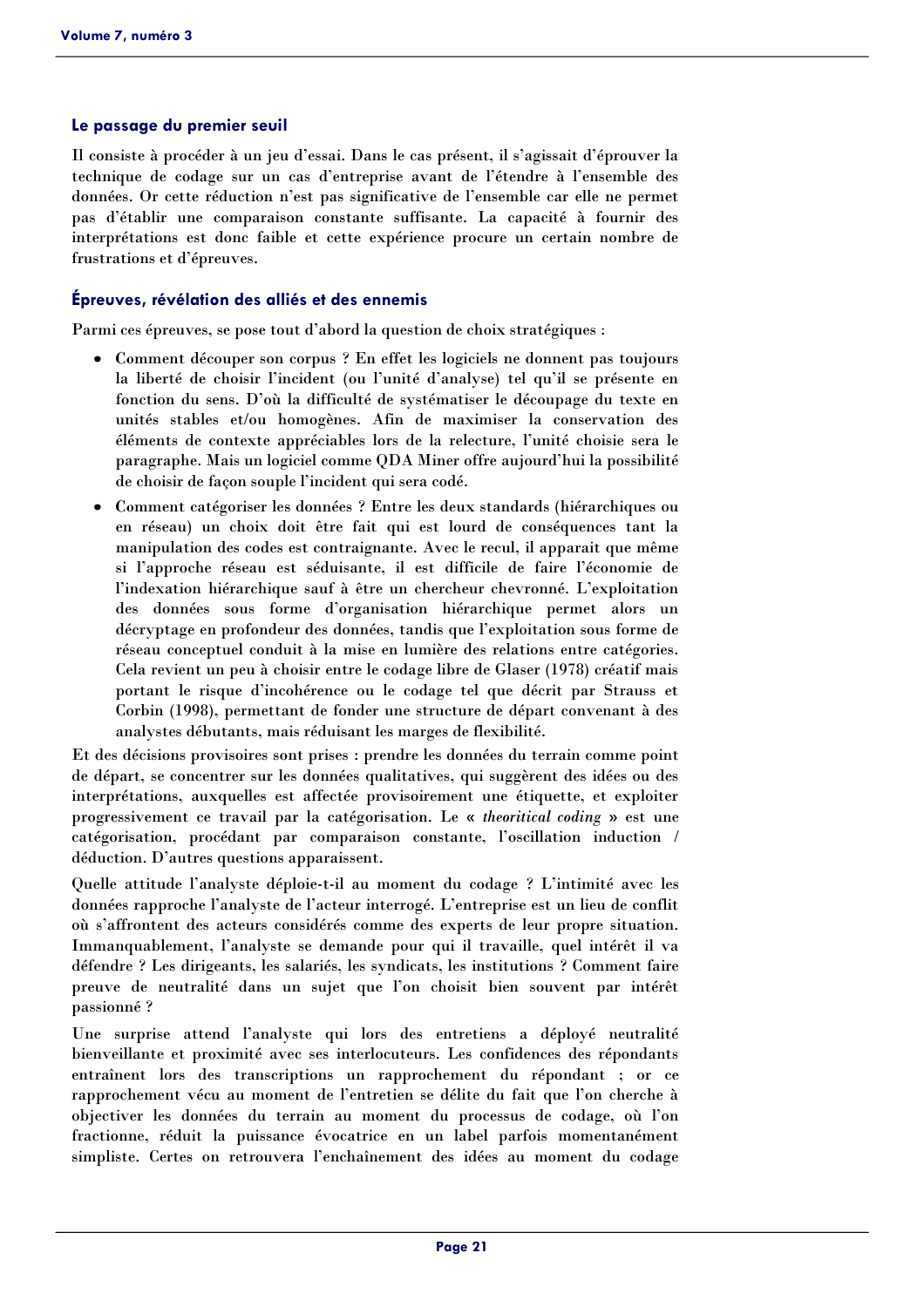### Le passage du premier seuil

Il consiste à procéder à un jeu d'essai. Dans le cas présent, il s'agissait d'éprouver la technique de codage sur un cas d'entreprise avant de l'étendre à l'ensemble des données. Or cette réduction n'est pas significative de l'ensemble car elle ne permet pas d'établir une comparaison constante suffisante. La capacité à fournir des interprétations est donc faible et cette expérience procure un certain nombre de frustrations et d'épreuves.

### Épreuves, révélation des alliés et des ennemis

Parmi ces épreuves, se pose tout d'abord la question de choix stratégiques :

- Comment découper son corpus ? En effet les logiciels ne donnent pas toujours la liberté de choisir l'incident (ou l'unité d'analyse) tel qu'il se présente en fonction du sens. D'où la difficulté de systématiser le découpage du texte en unités stables et/ou homogènes. Afin de maximiser la conservation des éléments de contexte appréciables lors de la relecture, l'unité choisie sera le paragraphe. Mais un logiciel comme QDA Miner offre aujourd'hui la possibilité de choisir de façon souple l'incident qui sera codé.
- Comment catégoriser les données ? Entre les deux standards (hiérarchiques ou en réseau) un choix doit être fait qui est lourd de conséquences tant la manipulation des codes est contraignante. Avec le recul, il apparait que même si l'approche réseau est séduisante, il est difficile de faire l'économie de l'indexation hiérarchique sauf à être un chercheur chevronné. L'exploitation des données sous forme d'organisation hiérarchique permet alors un décryptage en profondeur des données, tandis que l'exploitation sous forme de réseau conceptuel conduit à la mise en lumière des relations entre catégories. Cela revient un peu à choisir entre le codage libre de Glaser (1978) créatif mais portant le risque d'incohérence ou le codage tel que décrit par Strauss et Corbin (1998), permettant de fonder une structure de départ convenant à des analystes débutants, mais réduisant les marges de flexibilité.

Et des décisions provisoires sont prises : prendre les données du terrain comme point de départ, se concentrer sur les données qualitatives, qui suggèrent des idées ou des interprétations, auxquelles est affectée provisoirement une étiquette, et exploiter progressivement ce travail par la catégorisation. Le « *theoritical coding* » est une catégorisation, procédant par comparaison constante, l'oscillation induction / déduction. D'autres questions apparaissent.

Quelle attitude l'analyste déploie-t-il au moment du codage ? L'intimité avec les données rapproche l'analyste de l'acteur interrogé. L'entreprise est un lieu de conflit où s'affrontent des acteurs considérés comme des experts de leur propre situation. Immanquablement, l'analyste se demande pour qui il travaille, quel intérêt il va défendre ? Les dirigeants, les salariés, les syndicats, les institutions ? Comment faire preuve de neutralité dans un sujet que l'on choisit bien souvent par intérêt passionné ?

Une surprise attend l'analyste qui lors des entretiens a déployé neutralité bienveillante et proximité avec ses interlocuteurs. Les confidences des répondants entraînent lors des transcriptions un rapprochement du répondant ; or ce rapprochement vécu au moment de l'entretien se délite du fait que l'on cherche à objectiver les données du terrain au moment du processus de codage, où l'on fractionne, réduit la puissance évocatrice en un label parfois momentanément simpliste. Certes on retrouvera l'enchaînement des idées au moment du codage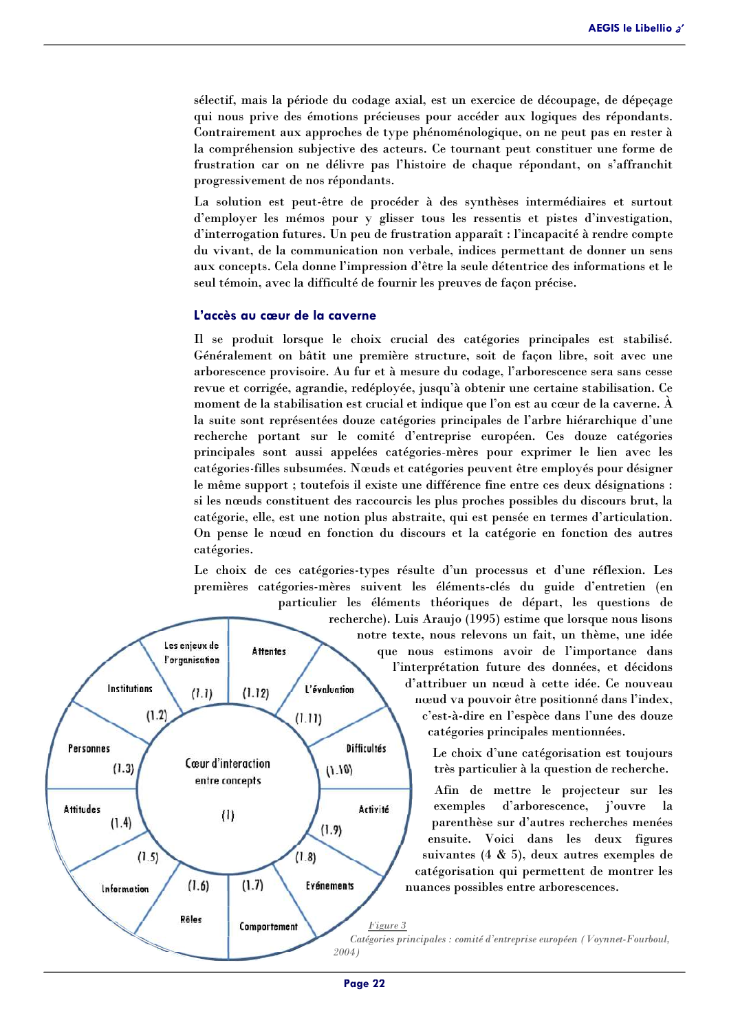sélectif, mais la période du codage axial, est un exercice de découpage, de dépeçage qui nous prive des émotions précieuses pour accéder aux logiques des répondants. Contrairement aux approches de type phénoménologique, on ne peut pas en rester à la compréhension subjective des acteurs. Ce tournant peut constituer une forme de frustration car on ne délivre pas l'histoire de chaque répondant, on s'affranchit progressivement de nos répondants.

La solution est peut-être de procéder à des synthèses intermédiaires et surtout d'employer les mémos pour y glisser tous les ressentis et pistes d'investigation, d'interrogation futures. Un peu de frustration apparaît : l'incapacité à rendre compte du vivant, de la communication non verbale, indices permettant de donner un sens aux concepts. Cela donne l'impression d'être la seule détentrice des informations et le seul témoin, avec la difficulté de fournir les preuves de façon précise.

## L'accès au cœur de la caverne

Il se produit lorsque le choix crucial des catégories principales est stabilisé. Généralement on bâtit une première structure, soit de façon libre, soit avec une arborescence provisoire. Au fur et à mesure du codage, l'arborescence sera sans cesse revue et corrigée, agrandie, redéployée, jusqu'à obtenir une certaine stabilisation. Ce moment de la stabilisation est crucial et indique que l'on est au cœur de la caverne. À la suite sont représentées douze catégories principales de l'arbre hiérarchique d'une recherche portant sur le comité d'entreprise européen. Ces douze catégories principales sont aussi appelées catégories-mères pour exprimer le lien avec les catégories-filles subsumées. Nœuds et catégories peuvent être employés pour désigner le même support ; toutefois il existe une différence fine entre ces deux désignations : si les nœuds constituent des raccourcis les plus proches possibles du discours brut, la catégorie, elle, est une notion plus abstraite, qui est pensée en termes d'articulation. On pense le nœud en fonction du discours et la catégorie en fonction des autres catégories.

Le choix de ces catégories-types résulte d'un processus et d'une réflexion. Les premières catégories-mères suivent les éléments-clés du guide d'entretien (en particulier les éléments théoriques de départ, les questions de recherche). Luis Araujo (1995) estime que lorsque nous lisons notre texte, nous relevons un fait, un thème, une idée que nous estimons avoir de l'importance dans l'interprétation future des données, et décidons d'attribuer un nœud à cette idée. Ce nouveau nœud va pouvoir être positionné dans l'index, c'est-à-dire en l'espèce dans l'une des douze catégories principales mentionnées.

Le choix d'une catégorisation est toujours très particulier à la question de recherche.

Afin de mettre le projecteur sur les exemples d'arborescence, j'ouvre la parenthèse sur d'autres recherches menées ensuite. Voici dans les deux figures suivantes (4 & 5), deux autres exemples de catégorisation qui permettent de montrer les nuances possibles entre arborescences.

Cœur d'interaction entre concepts (1) — Les enjeux de l'organisation (1.1) ; Institutions (1.2) ; Personnes (1.3) ; Attitudes (1.4) ; Information (1.5) ; Rôles (1.6) ; Comportement (1.7) ; Evénements (1.8) ; Activité (1.9) ; Difficultés (1.10) ; L'évaluation (1.11) ; Attentes (1.12)

*Figure 3*

*Catégories principales : comité d'entreprise européen (Voynnet-Fourboul, 2004)*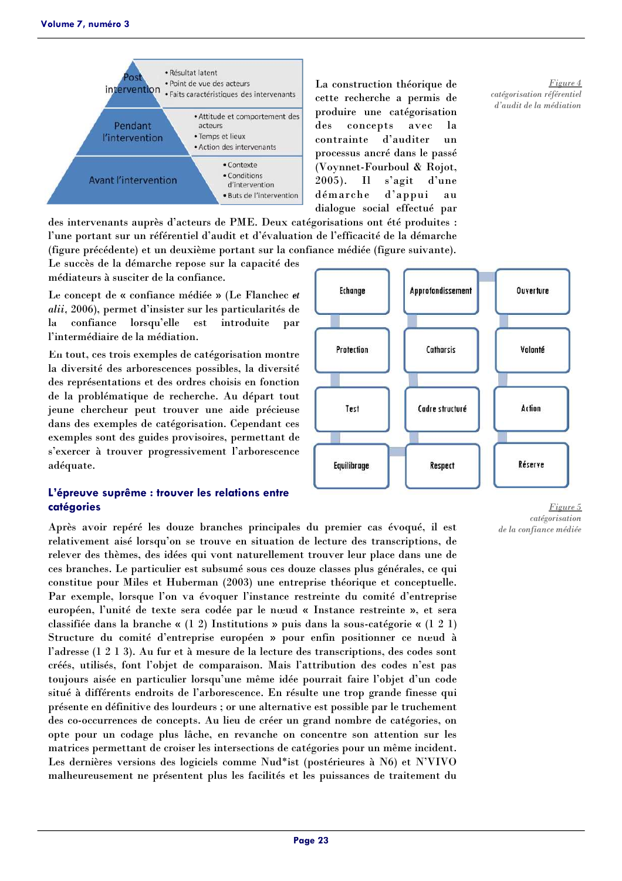| Post intervention | • Résultat latent<br>• Point de vue des acteurs<br>• Faits caractéristiques des intervenants |
|---|---|
| Pendant l'intervention | • Attitude et comportement des acteurs<br>• Temps et lieux<br>• Action des intervenants |
| Avant l'intervention | • Contexte<br>• Conditions d'intervention<br>• Buts de l'intervention |

*Figure 4*
*catégorisation référentiel d'audit de la médiation*

La construction théorique de cette recherche a permis de produire une catégorisation des concepts avec la contrainte d'auditer un processus ancré dans le passé (Voynnet-Fourboul & Rojot, 2005). Il s'agit d'une démarche d'appui au dialogue social effectué par des intervenants auprès d'acteurs de PME. Deux catégorisations ont été produites : l'une portant sur un référentiel d'audit et d'évaluation de l'efficacité de la démarche (figure précédente) et un deuxième portant sur la confiance médiée (figure suivante). Le succès de la démarche repose sur la capacité des médiateurs à susciter de la confiance.

Le concept de « confiance médiée » (Le Flanchec *et alii*, 2006), permet d'insister sur les particularités de la confiance lorsqu'elle est introduite par l'intermédiaire de la médiation.

En tout, ces trois exemples de catégorisation montre la diversité des arborescences possibles, la diversité des représentations et des ordres choisis en fonction de la problématique de recherche. Au départ tout jeune chercheur peut trouver une aide précieuse dans des exemples de catégorisation. Cependant ces exemples sont des guides provisoires, permettant de s'exercer à trouver progressivement l'arborescence adéquate.

| | | |
|---|---|---|
| Echange | Approfondissement | Ouverture |
| Protection | Catharsis | Volonté |
| Test | Cadre structuré | Action |
| Equilibrage | Respect | Réserve |

*Figure 5*
*catégorisation de la confiance médiée*

## L'épreuve suprême : trouver les relations entre catégories

Après avoir repéré les douze branches principales du premier cas évoqué, il est relativement aisé lorsqu'on se trouve en situation de lecture des transcriptions, de relever des thèmes, des idées qui vont naturellement trouver leur place dans une de ces branches. Le particulier est subsumé sous ces douze classes plus générales, ce qui constitue pour Miles et Huberman (2003) une entreprise théorique et conceptuelle. Par exemple, lorsque l'on va évoquer l'instance restreinte du comité d'entreprise européen, l'unité de texte sera codée par le nœud « Instance restreinte », et sera classifiée dans la branche « (1 2) Institutions » puis dans la sous-catégorie « (1 2 1) Structure du comité d'entreprise européen » pour enfin positionner ce nœud à l'adresse (1 2 1 3). Au fur et à mesure de la lecture des transcriptions, des codes sont créés, utilisés, font l'objet de comparaison. Mais l'attribution des codes n'est pas toujours aisée en particulier lorsqu'une même idée pourrait faire l'objet d'un code situé à différents endroits de l'arborescence. En résulte une trop grande finesse qui présente en définitive des lourdeurs ; or une alternative est possible par le truchement des co-occurrences de concepts. Au lieu de créer un grand nombre de catégories, on opte pour un codage plus lâche, en revanche on concentre son attention sur les matrices permettant de croiser les intersections de catégories pour un même incident. Les dernières versions des logiciels comme Nud*ist (postérieures à N6) et N'VIVO malheureusement ne présentent plus les facilités et les puissances de traitement du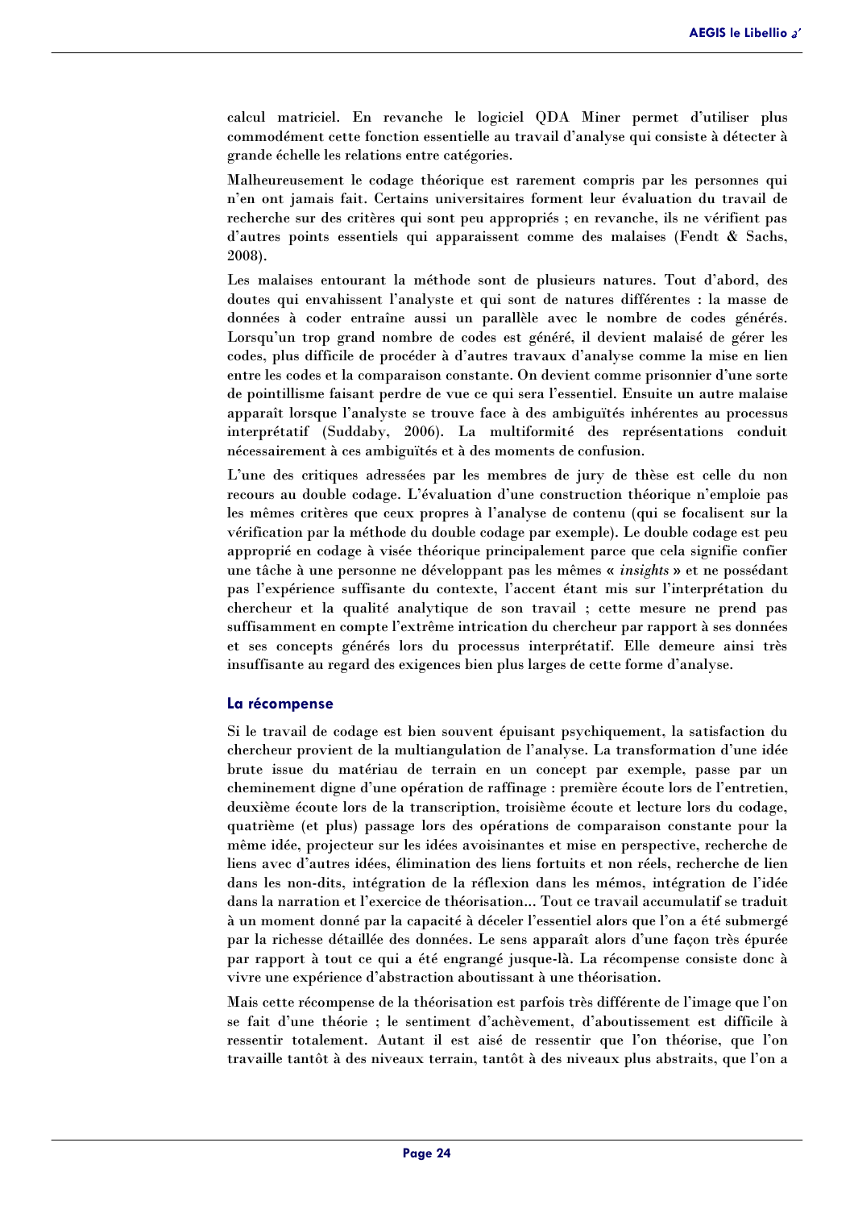calcul matriciel. En revanche le logiciel QDA Miner permet d'utiliser plus commodément cette fonction essentielle au travail d'analyse qui consiste à détecter à grande échelle les relations entre catégories.

Malheureusement le codage théorique est rarement compris par les personnes qui n'en ont jamais fait. Certains universitaires forment leur évaluation du travail de recherche sur des critères qui sont peu appropriés ; en revanche, ils ne vérifient pas d'autres points essentiels qui apparaissent comme des malaises (Fendt & Sachs, 2008).

Les malaises entourant la méthode sont de plusieurs natures. Tout d'abord, des doutes qui envahissent l'analyste et qui sont de natures différentes : la masse de données à coder entraîne aussi un parallèle avec le nombre de codes générés. Lorsqu'un trop grand nombre de codes est généré, il devient malaisé de gérer les codes, plus difficile de procéder à d'autres travaux d'analyse comme la mise en lien entre les codes et la comparaison constante. On devient comme prisonnier d'une sorte de pointillisme faisant perdre de vue ce qui sera l'essentiel. Ensuite un autre malaise apparaît lorsque l'analyste se trouve face à des ambiguïtés inhérentes au processus interprétatif (Suddaby, 2006). La multiformité des représentations conduit nécessairement à ces ambiguïtés et à des moments de confusion.

L'une des critiques adressées par les membres de jury de thèse est celle du non recours au double codage. L'évaluation d'une construction théorique n'emploie pas les mêmes critères que ceux propres à l'analyse de contenu (qui se focalisent sur la vérification par la méthode du double codage par exemple). Le double codage est peu approprié en codage à visée théorique principalement parce que cela signifie confier une tâche à une personne ne développant pas les mêmes « *insights* » et ne possédant pas l'expérience suffisante du contexte, l'accent étant mis sur l'interprétation du chercheur et la qualité analytique de son travail ; cette mesure ne prend pas suffisamment en compte l'extrême intrication du chercheur par rapport à ses données et ses concepts générés lors du processus interprétatif. Elle demeure ainsi très insuffisante au regard des exigences bien plus larges de cette forme d'analyse.

### La récompense

Si le travail de codage est bien souvent épuisant psychiquement, la satisfaction du chercheur provient de la multiangulation de l'analyse. La transformation d'une idée brute issue du matériau de terrain en un concept par exemple, passe par un cheminement digne d'une opération de raffinage : première écoute lors de l'entretien, deuxième écoute lors de la transcription, troisième écoute et lecture lors du codage, quatrième (et plus) passage lors des opérations de comparaison constante pour la même idée, projecteur sur les idées avoisinantes et mise en perspective, recherche de liens avec d'autres idées, élimination des liens fortuits et non réels, recherche de lien dans les non-dits, intégration de la réflexion dans les mémos, intégration de l'idée dans la narration et l'exercice de théorisation… Tout ce travail accumulatif se traduit à un moment donné par la capacité à déceler l'essentiel alors que l'on a été submergé par la richesse détaillée des données. Le sens apparaît alors d'une façon très épurée par rapport à tout ce qui a été engrangé jusque-là. La récompense consiste donc à vivre une expérience d'abstraction aboutissant à une théorisation.

Mais cette récompense de la théorisation est parfois très différente de l'image que l'on se fait d'une théorie ; le sentiment d'achèvement, d'aboutissement est difficile à ressentir totalement. Autant il est aisé de ressentir que l'on théorise, que l'on travaille tantôt à des niveaux terrain, tantôt à des niveaux plus abstraits, que l'on a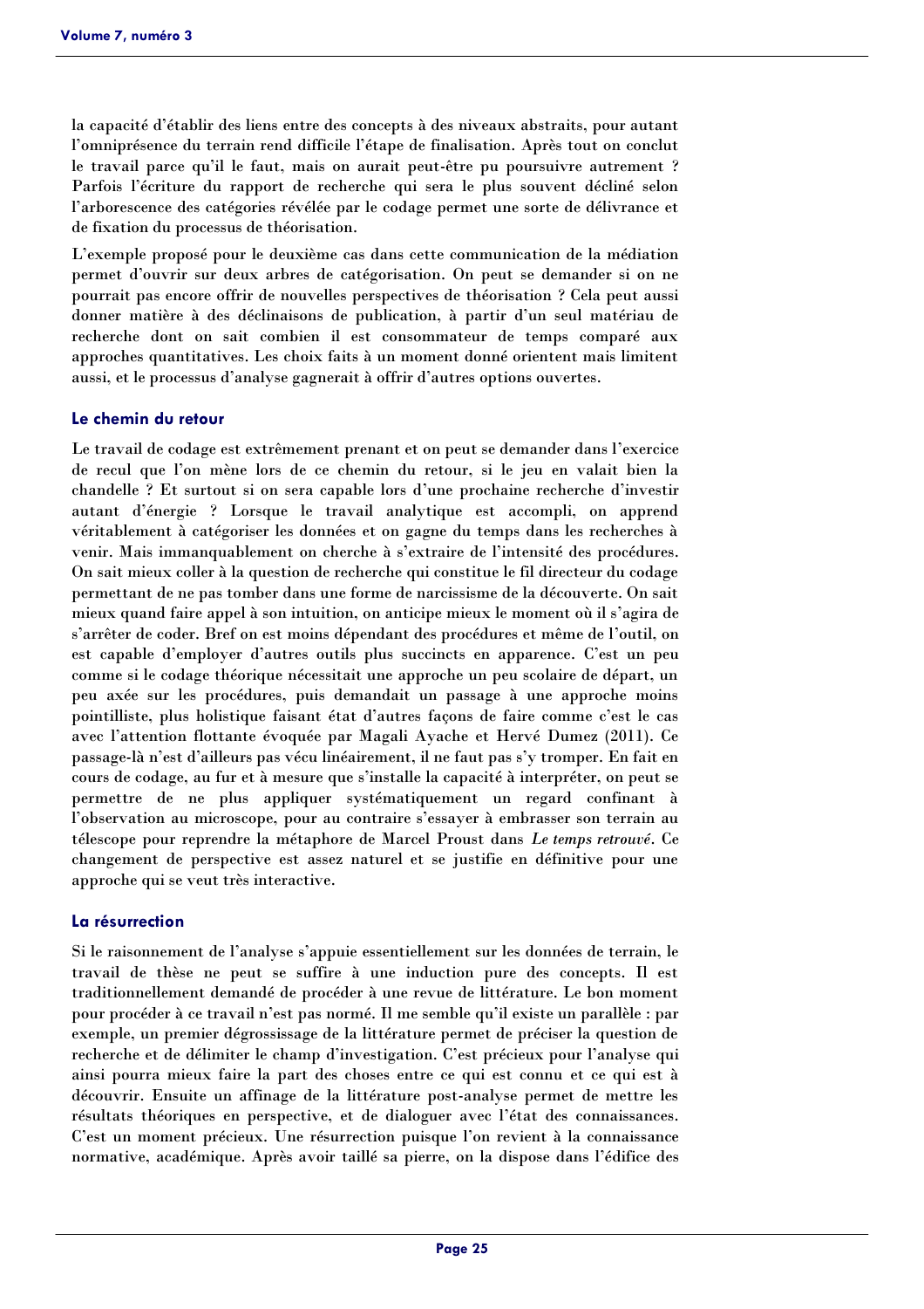la capacité d'établir des liens entre des concepts à des niveaux abstraits, pour autant l'omniprésence du terrain rend difficile l'étape de finalisation. Après tout on conclut le travail parce qu'il le faut, mais on aurait peut-être pu poursuivre autrement ? Parfois l'écriture du rapport de recherche qui sera le plus souvent décliné selon l'arborescence des catégories révélée par le codage permet une sorte de délivrance et de fixation du processus de théorisation.

L'exemple proposé pour le deuxième cas dans cette communication de la médiation permet d'ouvrir sur deux arbres de catégorisation. On peut se demander si on ne pourrait pas encore offrir de nouvelles perspectives de théorisation ? Cela peut aussi donner matière à des déclinaisons de publication, à partir d'un seul matériau de recherche dont on sait combien il est consommateur de temps comparé aux approches quantitatives. Les choix faits à un moment donné orientent mais limitent aussi, et le processus d'analyse gagnerait à offrir d'autres options ouvertes.

### Le chemin du retour

Le travail de codage est extrêmement prenant et on peut se demander dans l'exercice de recul que l'on mène lors de ce chemin du retour, si le jeu en valait bien la chandelle ? Et surtout si on sera capable lors d'une prochaine recherche d'investir autant d'énergie ? Lorsque le travail analytique est accompli, on apprend véritablement à catégoriser les données et on gagne du temps dans les recherches à venir. Mais immanquablement on cherche à s'extraire de l'intensité des procédures. On sait mieux coller à la question de recherche qui constitue le fil directeur du codage permettant de ne pas tomber dans une forme de narcissisme de la découverte. On sait mieux quand faire appel à son intuition, on anticipe mieux le moment où il s'agira de s'arrêter de coder. Bref on est moins dépendant des procédures et même de l'outil, on est capable d'employer d'autres outils plus succincts en apparence. C'est un peu comme si le codage théorique nécessitait une approche un peu scolaire de départ, un peu axée sur les procédures, puis demandait un passage à une approche moins pointilliste, plus holistique faisant état d'autres façons de faire comme c'est le cas avec l'attention flottante évoquée par Magali Ayache et Hervé Dumez (2011). Ce passage-là n'est d'ailleurs pas vécu linéairement, il ne faut pas s'y tromper. En fait en cours de codage, au fur et à mesure que s'installe la capacité à interpréter, on peut se permettre de ne plus appliquer systématiquement un regard confinant à l'observation au microscope, pour au contraire s'essayer à embrasser son terrain au télescope pour reprendre la métaphore de Marcel Proust dans *Le temps retrouvé*. Ce changement de perspective est assez naturel et se justifie en définitive pour une approche qui se veut très interactive.

### La résurrection

Si le raisonnement de l'analyse s'appuie essentiellement sur les données de terrain, le travail de thèse ne peut se suffire à une induction pure des concepts. Il est traditionnellement demandé de procéder à une revue de littérature. Le bon moment pour procéder à ce travail n'est pas normé. Il me semble qu'il existe un parallèle : par exemple, un premier dégrossissage de la littérature permet de préciser la question de recherche et de délimiter le champ d'investigation. C'est précieux pour l'analyse qui ainsi pourra mieux faire la part des choses entre ce qui est connu et ce qui est à découvrir. Ensuite un affinage de la littérature post-analyse permet de mettre les résultats théoriques en perspective, et de dialoguer avec l'état des connaissances. C'est un moment précieux. Une résurrection puisque l'on revient à la connaissance normative, académique. Après avoir taillé sa pierre, on la dispose dans l'édifice des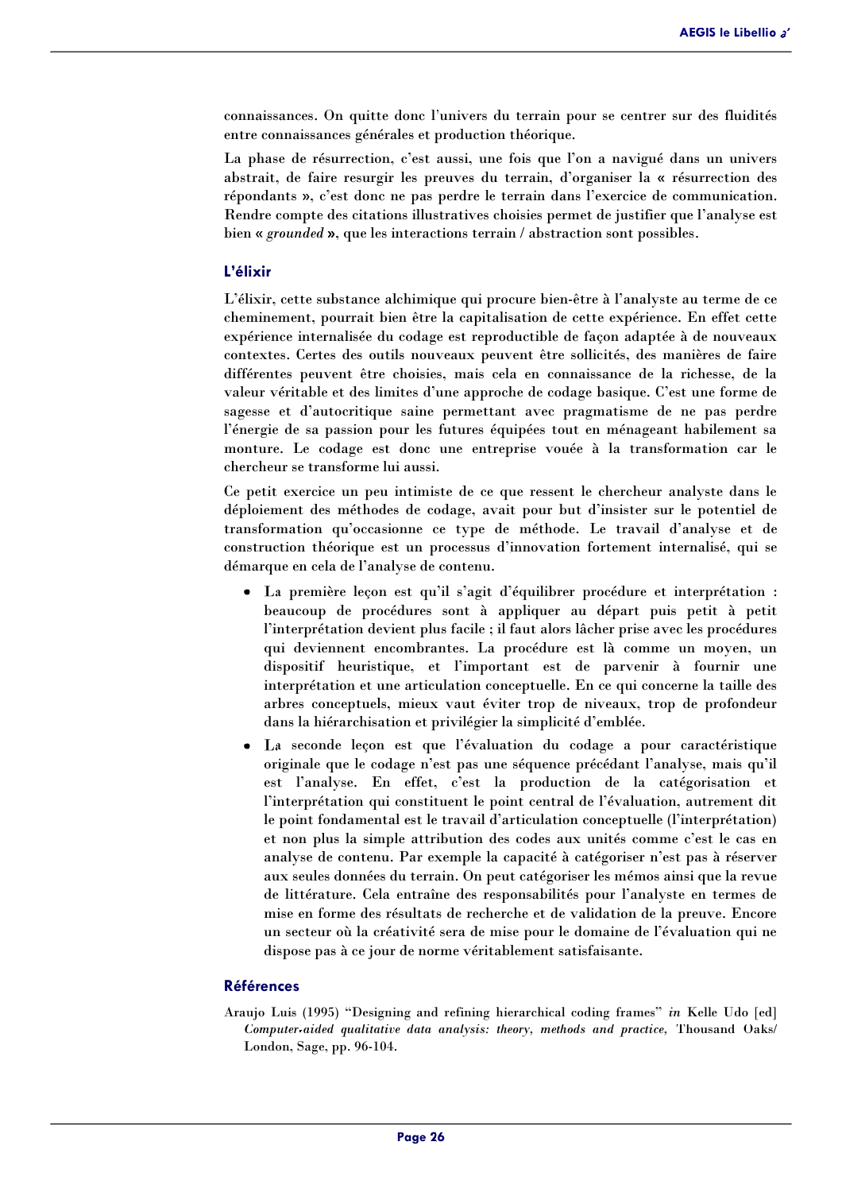connaissances. On quitte donc l'univers du terrain pour se centrer sur des fluidités entre connaissances générales et production théorique.

La phase de résurrection, c'est aussi, une fois que l'on a navigué dans un univers abstrait, de faire resurgir les preuves du terrain, d'organiser la « résurrection des répondants », c'est donc ne pas perdre le terrain dans l'exercice de communication. Rendre compte des citations illustratives choisies permet de justifier que l'analyse est bien « *grounded* », que les interactions terrain / abstraction sont possibles.

### L'élixir

L'élixir, cette substance alchimique qui procure bien-être à l'analyste au terme de ce cheminement, pourrait bien être la capitalisation de cette expérience. En effet cette expérience internalisée du codage est reproductible de façon adaptée à de nouveaux contextes. Certes des outils nouveaux peuvent être sollicités, des manières de faire différentes peuvent être choisies, mais cela en connaissance de la richesse, de la valeur véritable et des limites d'une approche de codage basique. C'est une forme de sagesse et d'autocritique saine permettant avec pragmatisme de ne pas perdre l'énergie de sa passion pour les futures équipées tout en ménageant habilement sa monture. Le codage est donc une entreprise vouée à la transformation car le chercheur se transforme lui aussi.

Ce petit exercice un peu intimiste de ce que ressent le chercheur analyste dans le déploiement des méthodes de codage, avait pour but d'insister sur le potentiel de transformation qu'occasionne ce type de méthode. Le travail d'analyse et de construction théorique est un processus d'innovation fortement internalisé, qui se démarque en cela de l'analyse de contenu.

- La première leçon est qu'il s'agit d'équilibrer procédure et interprétation : beaucoup de procédures sont à appliquer au départ puis petit à petit l'interprétation devient plus facile ; il faut alors lâcher prise avec les procédures qui deviennent encombrantes. La procédure est là comme un moyen, un dispositif heuristique, et l'important est de parvenir à fournir une interprétation et une articulation conceptuelle. En ce qui concerne la taille des arbres conceptuels, mieux vaut éviter trop de niveaux, trop de profondeur dans la hiérarchisation et privilégier la simplicité d'emblée.
- La seconde leçon est que l'évaluation du codage a pour caractéristique originale que le codage n'est pas une séquence précédant l'analyse, mais qu'il est l'analyse. En effet, c'est la production de la catégorisation et l'interprétation qui constituent le point central de l'évaluation, autrement dit le point fondamental est le travail d'articulation conceptuelle (l'interprétation) et non plus la simple attribution des codes aux unités comme c'est le cas en analyse de contenu. Par exemple la capacité à catégoriser n'est pas à réserver aux seules données du terrain. On peut catégoriser les mémos ainsi que la revue de littérature. Cela entraîne des responsabilités pour l'analyste en termes de mise en forme des résultats de recherche et de validation de la preuve. Encore un secteur où la créativité sera de mise pour le domaine de l'évaluation qui ne dispose pas à ce jour de norme véritablement satisfaisante.

### Références

Araujo Luis (1995) "Designing and refining hierarchical coding frames" *in* Kelle Udo [ed] *Computer-aided qualitative data analysis: theory, methods and practice*, Thousand Oaks/ London, Sage, pp. 96-104.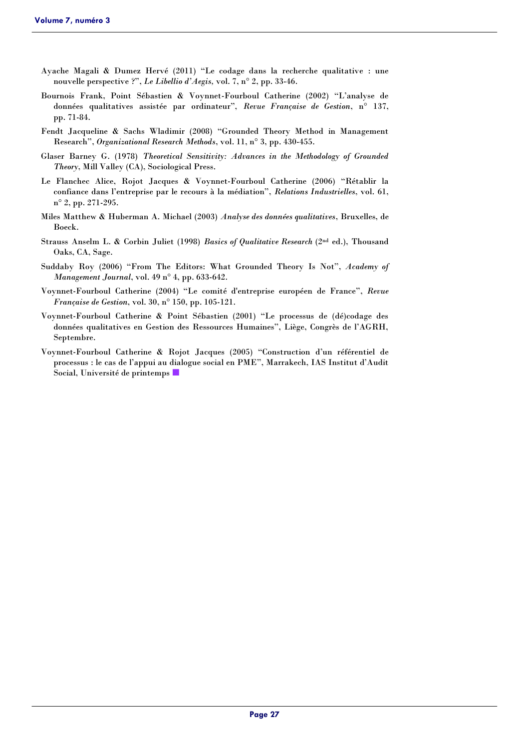Ayache Magali & Dumez Hervé (2011) "Le codage dans la recherche qualitative : une nouvelle perspective ?", *Le Libellio d'Aegis*, vol. 7, n° 2, pp. 33-46.

Bournois Frank, Point Sébastien & Voynnet-Fourboul Catherine (2002) "L'analyse de données qualitatives assistée par ordinateur", *Revue Française de Gestion*, n° 137, pp. 71-84.

Fendt Jacqueline & Sachs Wladimir (2008) "Grounded Theory Method in Management Research", *Organizational Research Methods*, vol. 11, n° 3, pp. 430-455.

Glaser Barney G. (1978) *Theoretical Sensitivity: Advances in the Methodology of Grounded Theory*, Mill Valley (CA), Sociological Press.

Le Flanchec Alice, Rojot Jacques & Voynnet-Fourboul Catherine (2006) "Rétablir la confiance dans l'entreprise par le recours à la médiation", *Relations Industrielles*, vol. 61, n° 2, pp. 271-295.

Miles Matthew & Huberman A. Michael (2003) *Analyse des données qualitatives*, Bruxelles, de Boeck.

Strauss Anselm L. & Corbin Juliet (1998) *Basics of Qualitative Research* (2nd ed.), Thousand Oaks, CA, Sage.

Suddaby Roy (2006) "From The Editors: What Grounded Theory Is Not", *Academy of Management Journal*, vol. 49 n° 4, pp. 633-642.

Voynnet-Fourboul Catherine (2004) "Le comité d'entreprise européen de France", *Revue Française de Gestion*, vol. 30, n° 150, pp. 105-121.

Voynnet-Fourboul Catherine & Point Sébastien (2001) "Le processus de (dé)codage des données qualitatives en Gestion des Ressources Humaines", Liège, Congrès de l'AGRH, Septembre.

Voynnet-Fourboul Catherine & Rojot Jacques (2005) "Construction d'un référentiel de processus : le cas de l'appui au dialogue social en PME", Marrakech, IAS Institut d'Audit Social, Université de printemps ■